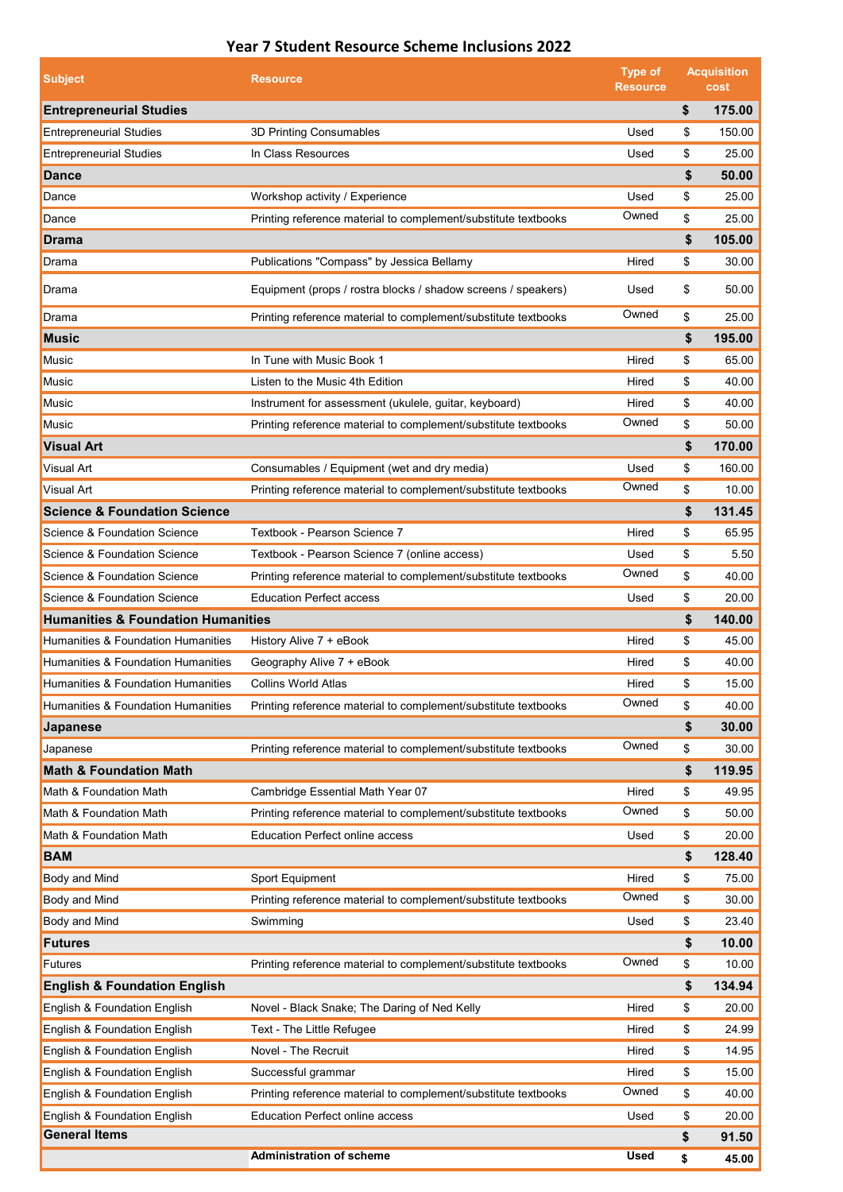# Year 7 Student Resource Scheme Inclusions 2022

| Subject | Resource | Type of Resource | Acquisition cost | |
|---|---|---|---|---|
| **Entrepreneurial Studies** | | | **$** | **175.00** |
| Entrepreneurial Studies | 3D Printing Consumables | Used | $ | 150.00 |
| Entrepreneurial Studies | In Class Resources | Used | $ | 25.00 |
| **Dance** | | | **$** | **50.00** |
| Dance | Workshop activity / Experience | Used | $ | 25.00 |
| Dance | Printing reference material to complement/substitute textbooks | Owned | $ | 25.00 |
| **Drama** | | | **$** | **105.00** |
| Drama | Publications "Compass" by Jessica Bellamy | Hired | $ | 30.00 |
| Drama | Equipment (props / rostra blocks / shadow screens / speakers) | Used | $ | 50.00 |
| Drama | Printing reference material to complement/substitute textbooks | Owned | $ | 25.00 |
| **Music** | | | **$** | **195.00** |
| Music | In Tune with Music Book 1 | Hired | $ | 65.00 |
| Music | Listen to the Music 4th Edition | Hired | $ | 40.00 |
| Music | Instrument for assessment (ukulele, guitar, keyboard) | Hired | $ | 40.00 |
| Music | Printing reference material to complement/substitute textbooks | Owned | $ | 50.00 |
| **Visual Art** | | | **$** | **170.00** |
| Visual Art | Consumables / Equipment (wet and dry media) | Used | $ | 160.00 |
| Visual Art | Printing reference material to complement/substitute textbooks | Owned | $ | 10.00 |
| **Science & Foundation Science** | | | **$** | **131.45** |
| Science & Foundation Science | Textbook - Pearson Science 7 | Hired | $ | 65.95 |
| Science & Foundation Science | Textbook - Pearson Science 7 (online access) | Used | $ | 5.50 |
| Science & Foundation Science | Printing reference material to complement/substitute textbooks | Owned | $ | 40.00 |
| Science & Foundation Science | Education Perfect access | Used | $ | 20.00 |
| **Humanities & Foundation Humanities** | | | **$** | **140.00** |
| Humanities & Foundation Humanities | History Alive 7 + eBook | Hired | $ | 45.00 |
| Humanities & Foundation Humanities | Geography Alive 7 + eBook | Hired | $ | 40.00 |
| Humanities & Foundation Humanities | Collins World Atlas | Hired | $ | 15.00 |
| Humanities & Foundation Humanities | Printing reference material to complement/substitute textbooks | Owned | $ | 40.00 |
| **Japanese** | | | **$** | **30.00** |
| Japanese | Printing reference material to complement/substitute textbooks | Owned | $ | 30.00 |
| **Math & Foundation Math** | | | **$** | **119.95** |
| Math & Foundation Math | Cambridge Essential Math Year 07 | Hired | $ | 49.95 |
| Math & Foundation Math | Printing reference material to complement/substitute textbooks | Owned | $ | 50.00 |
| Math & Foundation Math | Education Perfect online access | Used | $ | 20.00 |
| **BAM** | | | **$** | **128.40** |
| Body and Mind | Sport Equipment | Hired | $ | 75.00 |
| Body and Mind | Printing reference material to complement/substitute textbooks | Owned | $ | 30.00 |
| Body and Mind | Swimming | Used | $ | 23.40 |
| **Futures** | | | **$** | **10.00** |
| Futures | Printing reference material to complement/substitute textbooks | Owned | $ | 10.00 |
| **English & Foundation English** | | | **$** | **134.94** |
| English & Foundation English | Novel - Black Snake; The Daring of Ned Kelly | Hired | $ | 20.00 |
| English & Foundation English | Text - The Little Refugee | Hired | $ | 24.99 |
| English & Foundation English | Novel - The Recruit | Hired | $ | 14.95 |
| English & Foundation English | Successful grammar | Hired | $ | 15.00 |
| English & Foundation English | Printing reference material to complement/substitute textbooks | Owned | $ | 40.00 |
| English & Foundation English | Education Perfect online access | Used | $ | 20.00 |
| **General Items** | | | **$** | **91.50** |
| | **Administration of scheme** | **Used** | **$** | **45.00** |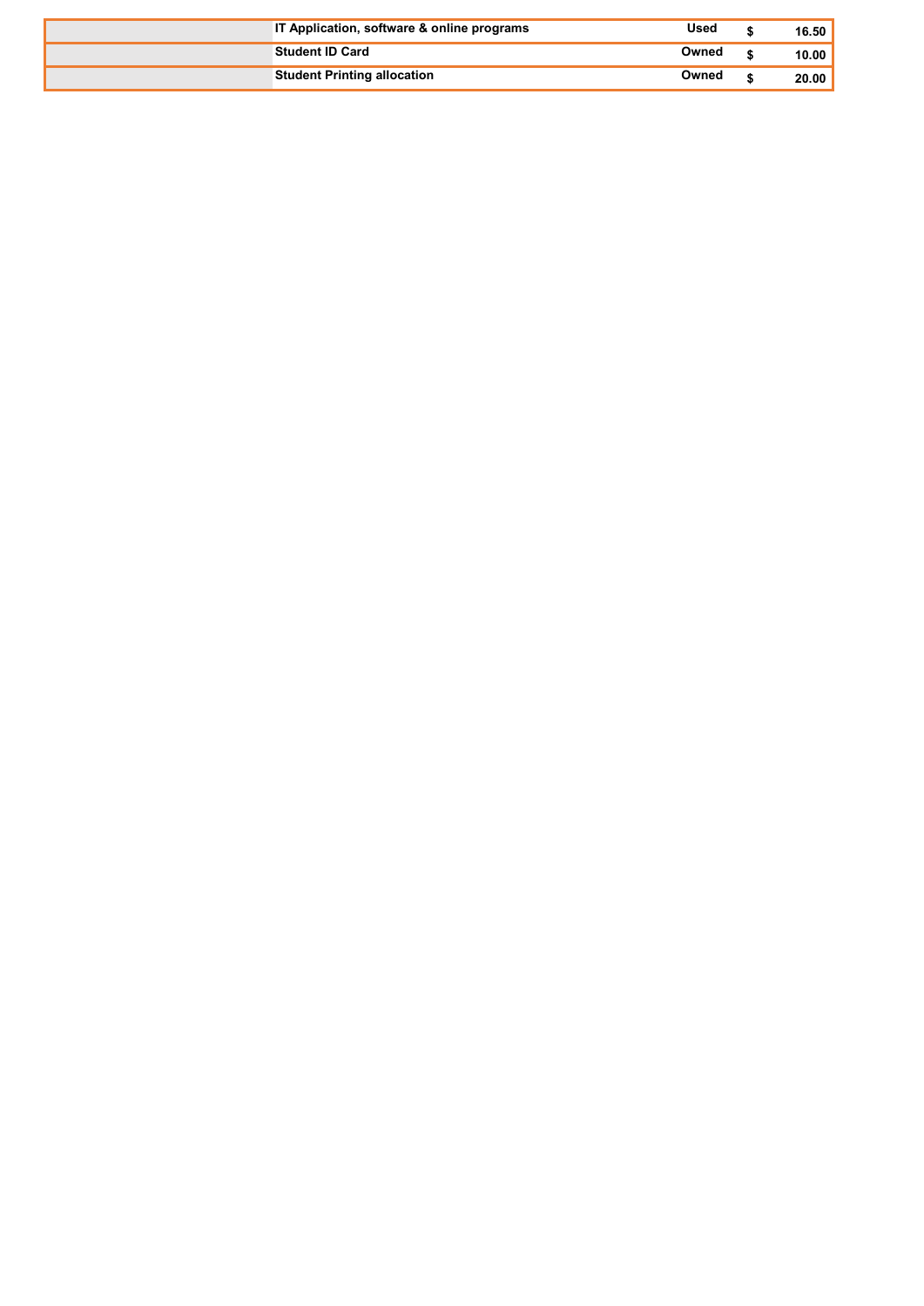| | | | | |
|---|---|---|---|---|
| | IT Application, software & online programs | Used | $ | 16.50 |
| | Student ID Card | Owned | $ | 10.00 |
| | Student Printing allocation | Owned | $ | 20.00 |